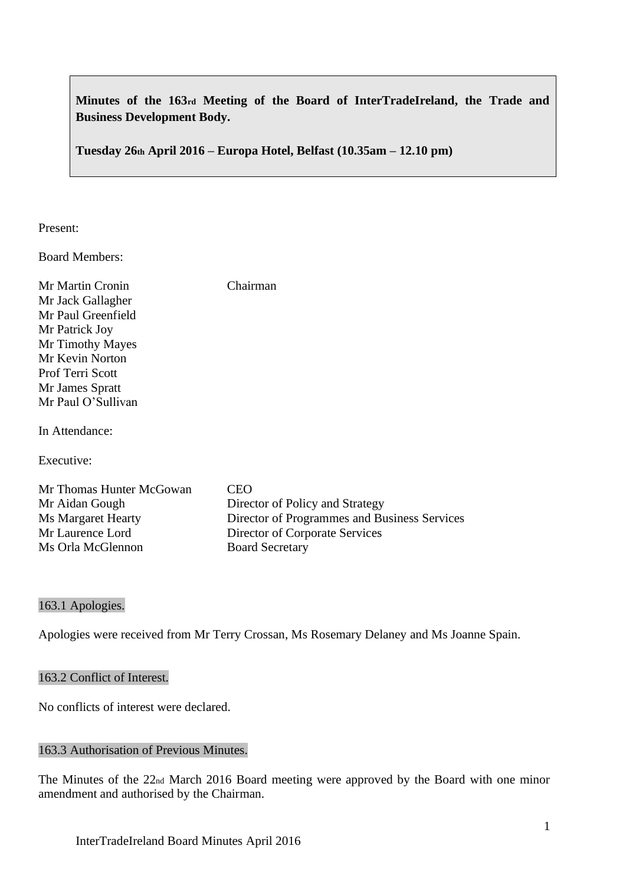**Minutes of the 163rd Meeting of the Board of InterTradeIreland, the Trade and Business Development Body.**

**Tuesday 26th April 2016 – Europa Hotel, Belfast (10.35am – 12.10 pm)**

Present:

Board Members:

| | |
|---|---|
| Mr Martin Cronin | Chairman |
| Mr Jack Gallagher | |
| Mr Paul Greenfield | |
| Mr Patrick Joy | |
| Mr Timothy Mayes | |
| Mr Kevin Norton | |
| Prof Terri Scott | |
| Mr James Spratt | |
| Mr Paul O'Sullivan | |

In Attendance:

Executive:

| | |
|---|---|
| Mr Thomas Hunter McGowan | CEO |
| Mr Aidan Gough | Director of Policy and Strategy |
| Ms Margaret Hearty | Director of Programmes and Business Services |
| Mr Laurence Lord | Director of Corporate Services |
| Ms Orla McGlennon | Board Secretary |

## 163.1 Apologies.

Apologies were received from Mr Terry Crossan, Ms Rosemary Delaney and Ms Joanne Spain.

## 163.2 Conflict of Interest.

No conflicts of interest were declared.

## 163.3 Authorisation of Previous Minutes.

The Minutes of the 22nd March 2016 Board meeting were approved by the Board with one minor amendment and authorised by the Chairman.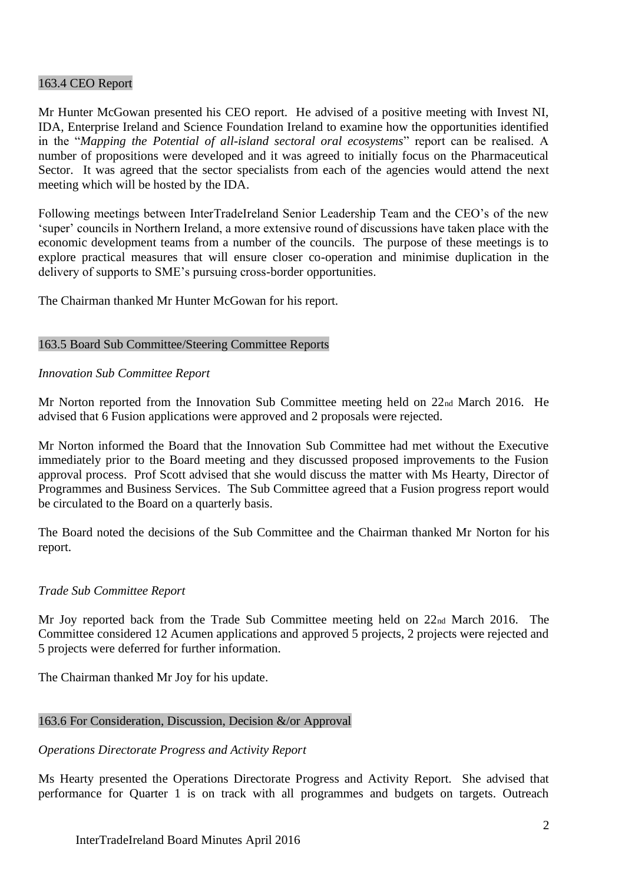## 163.4 CEO Report

Mr Hunter McGowan presented his CEO report. He advised of a positive meeting with Invest NI, IDA, Enterprise Ireland and Science Foundation Ireland to examine how the opportunities identified in the "*Mapping the Potential of all-island sectoral oral ecosystems*" report can be realised. A number of propositions were developed and it was agreed to initially focus on the Pharmaceutical Sector. It was agreed that the sector specialists from each of the agencies would attend the next meeting which will be hosted by the IDA.

Following meetings between InterTradeIreland Senior Leadership Team and the CEO's of the new 'super' councils in Northern Ireland, a more extensive round of discussions have taken place with the economic development teams from a number of the councils. The purpose of these meetings is to explore practical measures that will ensure closer co-operation and minimise duplication in the delivery of supports to SME's pursuing cross-border opportunities.

The Chairman thanked Mr Hunter McGowan for his report.

## 163.5 Board Sub Committee/Steering Committee Reports

*Innovation Sub Committee Report*

Mr Norton reported from the Innovation Sub Committee meeting held on 22nd March 2016. He advised that 6 Fusion applications were approved and 2 proposals were rejected.

Mr Norton informed the Board that the Innovation Sub Committee had met without the Executive immediately prior to the Board meeting and they discussed proposed improvements to the Fusion approval process. Prof Scott advised that she would discuss the matter with Ms Hearty, Director of Programmes and Business Services. The Sub Committee agreed that a Fusion progress report would be circulated to the Board on a quarterly basis.

The Board noted the decisions of the Sub Committee and the Chairman thanked Mr Norton for his report.

*Trade Sub Committee Report*

Mr Joy reported back from the Trade Sub Committee meeting held on 22nd March 2016. The Committee considered 12 Acumen applications and approved 5 projects, 2 projects were rejected and 5 projects were deferred for further information.

The Chairman thanked Mr Joy for his update.

## 163.6 For Consideration, Discussion, Decision &/or Approval

*Operations Directorate Progress and Activity Report*

Ms Hearty presented the Operations Directorate Progress and Activity Report. She advised that performance for Quarter 1 is on track with all programmes and budgets on targets. Outreach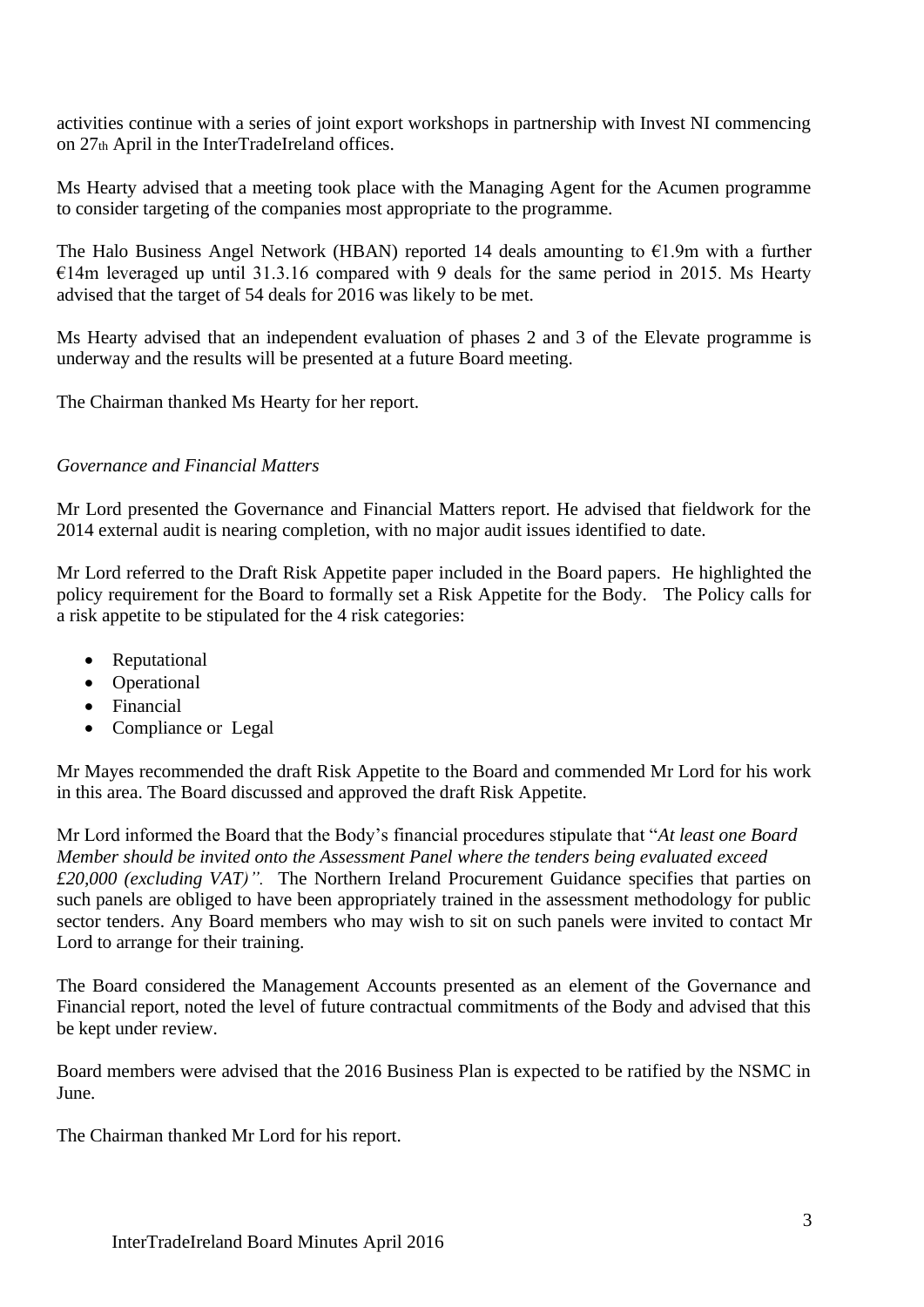activities continue with a series of joint export workshops in partnership with Invest NI commencing on 27th April in the InterTradeIreland offices.

Ms Hearty advised that a meeting took place with the Managing Agent for the Acumen programme to consider targeting of the companies most appropriate to the programme.

The Halo Business Angel Network (HBAN) reported 14 deals amounting to €1.9m with a further €14m leveraged up until 31.3.16 compared with 9 deals for the same period in 2015. Ms Hearty advised that the target of 54 deals for 2016 was likely to be met.

Ms Hearty advised that an independent evaluation of phases 2 and 3 of the Elevate programme is underway and the results will be presented at a future Board meeting.

The Chairman thanked Ms Hearty for her report.

*Governance and Financial Matters*

Mr Lord presented the Governance and Financial Matters report. He advised that fieldwork for the 2014 external audit is nearing completion, with no major audit issues identified to date.

Mr Lord referred to the Draft Risk Appetite paper included in the Board papers. He highlighted the policy requirement for the Board to formally set a Risk Appetite for the Body. The Policy calls for a risk appetite to be stipulated for the 4 risk categories:

- Reputational
- Operational
- Financial
- Compliance or Legal

Mr Mayes recommended the draft Risk Appetite to the Board and commended Mr Lord for his work in this area. The Board discussed and approved the draft Risk Appetite.

Mr Lord informed the Board that the Body's financial procedures stipulate that "*At least one Board Member should be invited onto the Assessment Panel where the tenders being evaluated exceed £20,000 (excluding VAT)".* The Northern Ireland Procurement Guidance specifies that parties on such panels are obliged to have been appropriately trained in the assessment methodology for public sector tenders. Any Board members who may wish to sit on such panels were invited to contact Mr Lord to arrange for their training.

The Board considered the Management Accounts presented as an element of the Governance and Financial report, noted the level of future contractual commitments of the Body and advised that this be kept under review.

Board members were advised that the 2016 Business Plan is expected to be ratified by the NSMC in June.

The Chairman thanked Mr Lord for his report.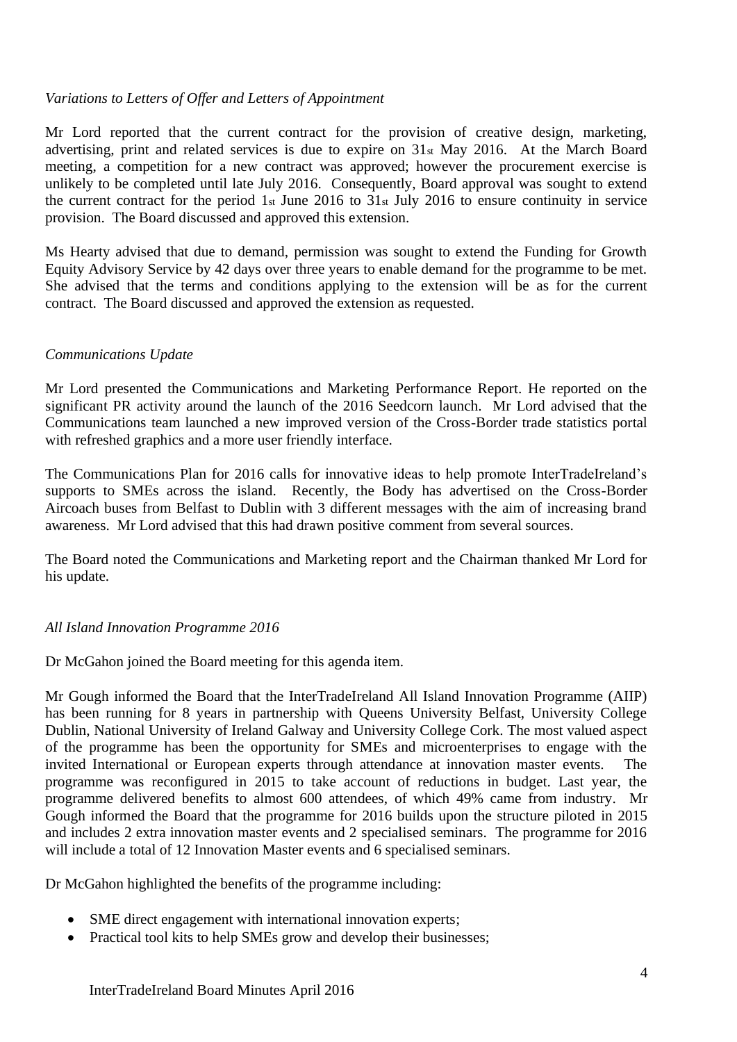*Variations to Letters of Offer and Letters of Appointment*

Mr Lord reported that the current contract for the provision of creative design, marketing, advertising, print and related services is due to expire on 31st May 2016. At the March Board meeting, a competition for a new contract was approved; however the procurement exercise is unlikely to be completed until late July 2016. Consequently, Board approval was sought to extend the current contract for the period 1st June 2016 to 31st July 2016 to ensure continuity in service provision. The Board discussed and approved this extension.

Ms Hearty advised that due to demand, permission was sought to extend the Funding for Growth Equity Advisory Service by 42 days over three years to enable demand for the programme to be met. She advised that the terms and conditions applying to the extension will be as for the current contract. The Board discussed and approved the extension as requested.

*Communications Update*

Mr Lord presented the Communications and Marketing Performance Report. He reported on the significant PR activity around the launch of the 2016 Seedcorn launch. Mr Lord advised that the Communications team launched a new improved version of the Cross-Border trade statistics portal with refreshed graphics and a more user friendly interface.

The Communications Plan for 2016 calls for innovative ideas to help promote InterTradeIreland's supports to SMEs across the island. Recently, the Body has advertised on the Cross-Border Aircoach buses from Belfast to Dublin with 3 different messages with the aim of increasing brand awareness. Mr Lord advised that this had drawn positive comment from several sources.

The Board noted the Communications and Marketing report and the Chairman thanked Mr Lord for his update.

*All Island Innovation Programme 2016*

Dr McGahon joined the Board meeting for this agenda item.

Mr Gough informed the Board that the InterTradeIreland All Island Innovation Programme (AIIP) has been running for 8 years in partnership with Queens University Belfast, University College Dublin, National University of Ireland Galway and University College Cork. The most valued aspect of the programme has been the opportunity for SMEs and microenterprises to engage with the invited International or European experts through attendance at innovation master events. The programme was reconfigured in 2015 to take account of reductions in budget. Last year, the programme delivered benefits to almost 600 attendees, of which 49% came from industry. Mr Gough informed the Board that the programme for 2016 builds upon the structure piloted in 2015 and includes 2 extra innovation master events and 2 specialised seminars. The programme for 2016 will include a total of 12 Innovation Master events and 6 specialised seminars.

Dr McGahon highlighted the benefits of the programme including:

- SME direct engagement with international innovation experts;
- Practical tool kits to help SMEs grow and develop their businesses;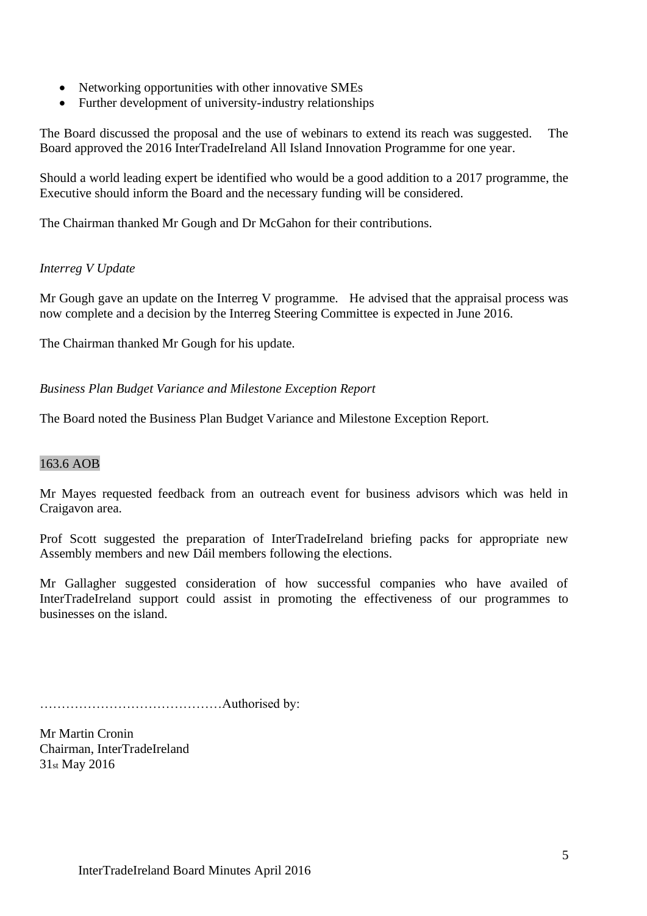- Networking opportunities with other innovative SMEs
- Further development of university-industry relationships

The Board discussed the proposal and the use of webinars to extend its reach was suggested. The Board approved the 2016 InterTradeIreland All Island Innovation Programme for one year.

Should a world leading expert be identified who would be a good addition to a 2017 programme, the Executive should inform the Board and the necessary funding will be considered.

The Chairman thanked Mr Gough and Dr McGahon for their contributions.

*Interreg V Update*

Mr Gough gave an update on the Interreg V programme. He advised that the appraisal process was now complete and a decision by the Interreg Steering Committee is expected in June 2016.

The Chairman thanked Mr Gough for his update.

*Business Plan Budget Variance and Milestone Exception Report*

The Board noted the Business Plan Budget Variance and Milestone Exception Report.

163.6 AOB

Mr Mayes requested feedback from an outreach event for business advisors which was held in Craigavon area.

Prof Scott suggested the preparation of InterTradeIreland briefing packs for appropriate new Assembly members and new Dáil members following the elections.

Mr Gallagher suggested consideration of how successful companies who have availed of InterTradeIreland support could assist in promoting the effectiveness of our programmes to businesses on the island.

……………………………………Authorised by:

Mr Martin Cronin
Chairman, InterTradeIreland
31st May 2016